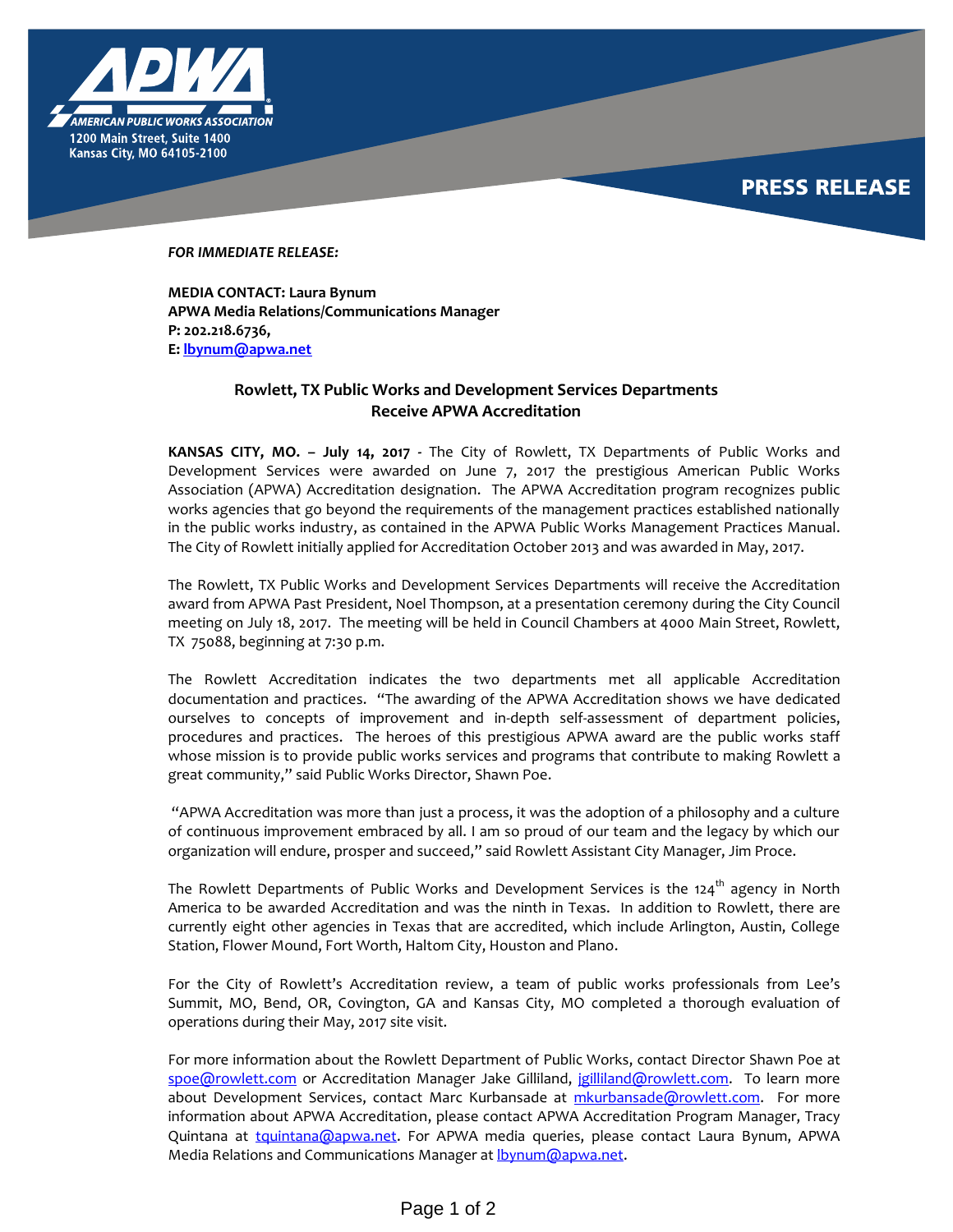**AMERICAN PUBLIC WORKS ASSOCIATION**
1200 Main Street, Suite 1400
Kansas City, MO 64105-2100

**PRESS RELEASE**

***FOR IMMEDIATE RELEASE:***

**MEDIA CONTACT: Laura Bynum**
**APWA Media Relations/Communications Manager**
**P: 202.218.6736,**
**E: lbynum@apwa.net**

## Rowlett, TX Public Works and Development Services Departments Receive APWA Accreditation

**KANSAS CITY, MO. – July 14, 2017** - The City of Rowlett, TX Departments of Public Works and Development Services were awarded on June 7, 2017 the prestigious American Public Works Association (APWA) Accreditation designation. The APWA Accreditation program recognizes public works agencies that go beyond the requirements of the management practices established nationally in the public works industry, as contained in the APWA Public Works Management Practices Manual. The City of Rowlett initially applied for Accreditation October 2013 and was awarded in May, 2017.

The Rowlett, TX Public Works and Development Services Departments will receive the Accreditation award from APWA Past President, Noel Thompson, at a presentation ceremony during the City Council meeting on July 18, 2017. The meeting will be held in Council Chambers at 4000 Main Street, Rowlett, TX 75088, beginning at 7:30 p.m.

The Rowlett Accreditation indicates the two departments met all applicable Accreditation documentation and practices. "The awarding of the APWA Accreditation shows we have dedicated ourselves to concepts of improvement and in-depth self-assessment of department policies, procedures and practices. The heroes of this prestigious APWA award are the public works staff whose mission is to provide public works services and programs that contribute to making Rowlett a great community," said Public Works Director, Shawn Poe.

"APWA Accreditation was more than just a process, it was the adoption of a philosophy and a culture of continuous improvement embraced by all. I am so proud of our team and the legacy by which our organization will endure, prosper and succeed," said Rowlett Assistant City Manager, Jim Proce.

The Rowlett Departments of Public Works and Development Services is the 124th agency in North America to be awarded Accreditation and was the ninth in Texas. In addition to Rowlett, there are currently eight other agencies in Texas that are accredited, which include Arlington, Austin, College Station, Flower Mound, Fort Worth, Haltom City, Houston and Plano.

For the City of Rowlett's Accreditation review, a team of public works professionals from Lee's Summit, MO, Bend, OR, Covington, GA and Kansas City, MO completed a thorough evaluation of operations during their May, 2017 site visit.

For more information about the Rowlett Department of Public Works, contact Director Shawn Poe at spoe@rowlett.com or Accreditation Manager Jake Gilliland, jgilliland@rowlett.com. To learn more about Development Services, contact Marc Kurbansade at mkurbansade@rowlett.com. For more information about APWA Accreditation, please contact APWA Accreditation Program Manager, Tracy Quintana at tquintana@apwa.net. For APWA media queries, please contact Laura Bynum, APWA Media Relations and Communications Manager at lbynum@apwa.net.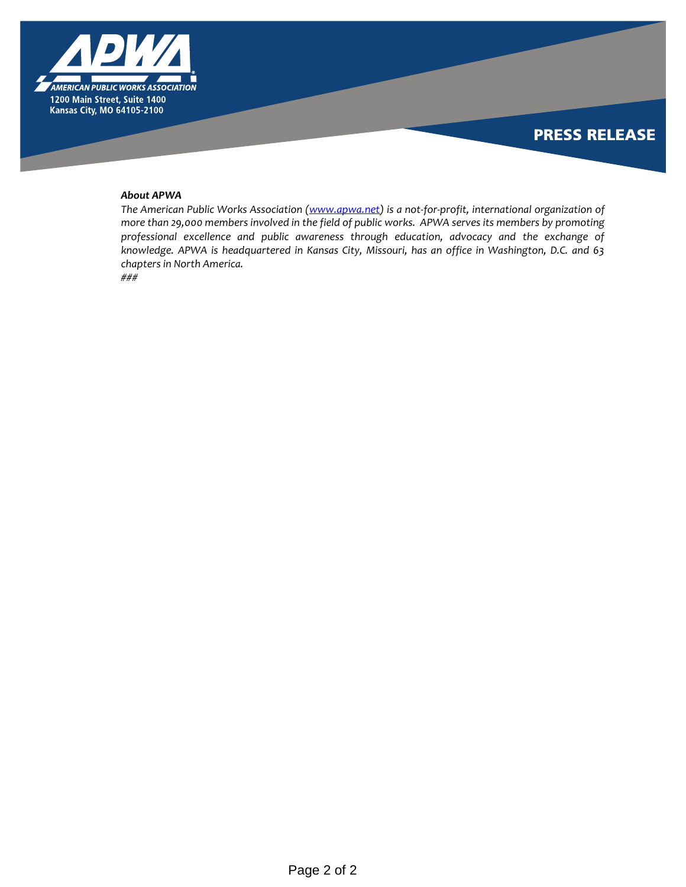AMERICAN PUBLIC WORKS ASSOCIATION
1200 Main Street, Suite 1400
Kansas City, MO 64105-2100

**PRESS RELEASE**

***About APWA***

*The American Public Works Association ([www.apwa.net](http://www.apwa.net)) is a not-for-profit, international organization of more than 29,000 members involved in the field of public works. APWA serves its members by promoting professional excellence and public awareness through education, advocacy and the exchange of knowledge. APWA is headquartered in Kansas City, Missouri, has an office in Washington, D.C. and 63 chapters in North America.*

*###*